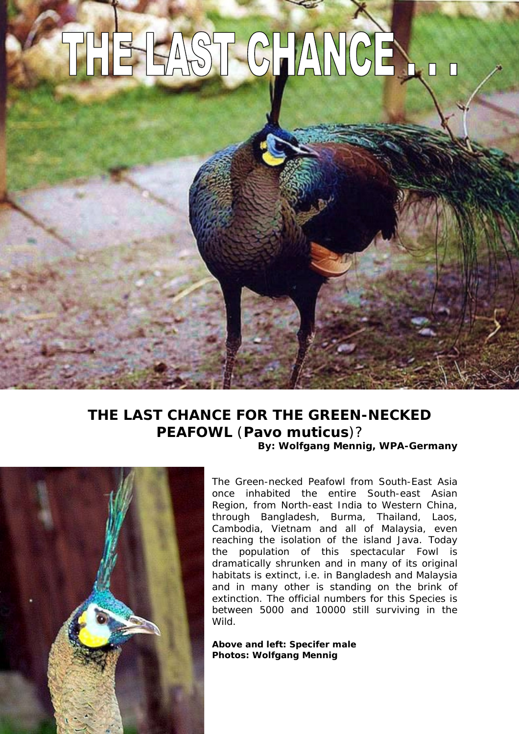# THE LAST CHANCE . . .

## THE LAST CHANCE FOR THE GREEN-NECKED PEAFOWL (*Pavo muticus*)?

**By: Wolfgang Mennig, WPA-Germany**

The Green-necked Peafowl from South-East Asia once inhabited the entire South-east Asian Region, from North-east India to Western China, through Bangladesh, Burma, Thailand, Laos, Cambodia, Vietnam and all of Malaysia, even reaching the isolation of the island Java. Today the population of this spectacular Fowl is dramatically shrunken and in many of its original habitats is extinct, i.e. in Bangladesh and Malaysia and in many other is standing on the brink of extinction. The official numbers for this Species is between 5000 and 10000 still surviving in the Wild.

**Above and left: Specifer male**
**Photos: Wolfgang Mennig**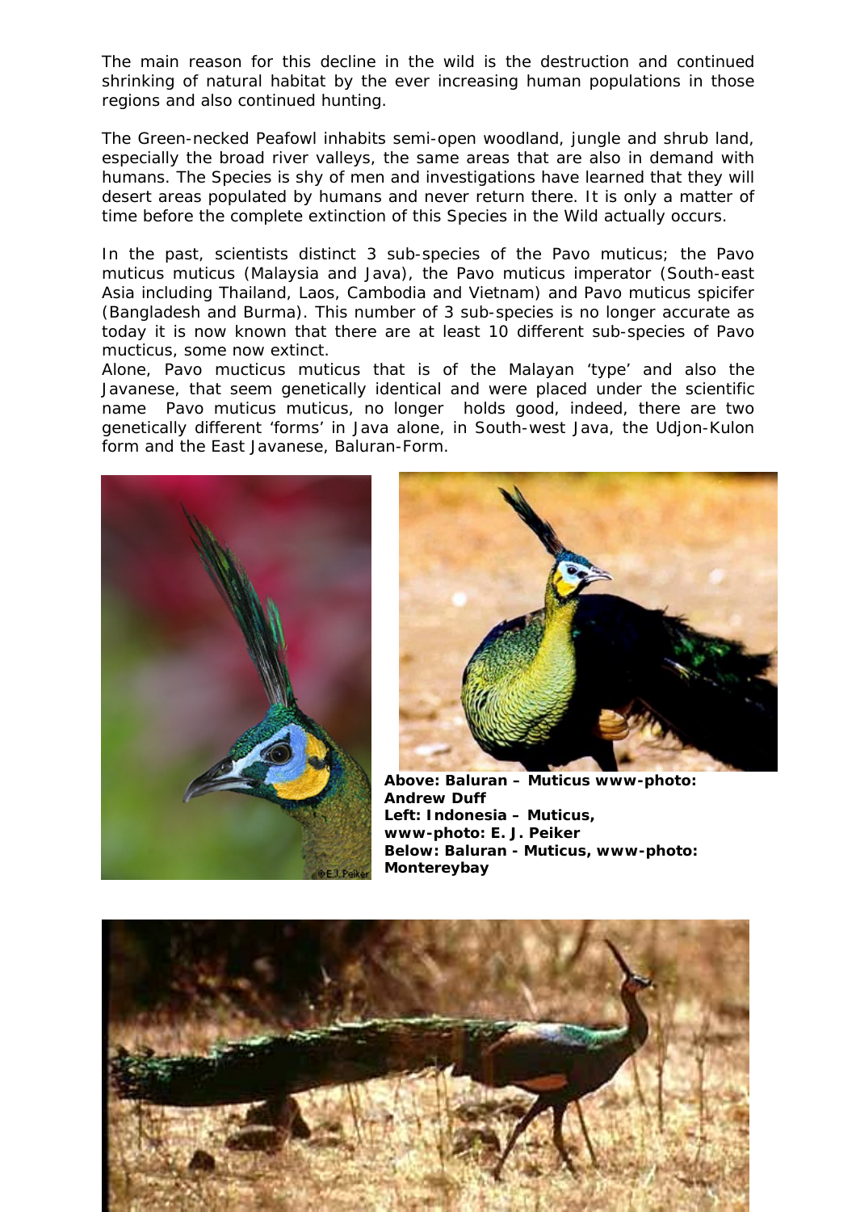The main reason for this decline in the wild is the destruction and continued shrinking of natural habitat by the ever increasing human populations in those regions and also continued hunting.

The Green-necked Peafowl inhabits semi-open woodland, jungle and shrub land, especially the broad river valleys, the same areas that are also in demand with humans. The Species is shy of men and investigations have learned that they will desert areas populated by humans and never return there. It is only a matter of time before the complete extinction of this Species in the Wild actually occurs.

In the past, scientists distinct 3 sub-species of the Pavo muticus; the Pavo muticus muticus (Malaysia and Java), the Pavo muticus imperator (South-east Asia including Thailand, Laos, Cambodia and Vietnam) and Pavo muticus spicifer (Bangladesh and Burma). This number of 3 sub-species is no longer accurate as today it is now known that there are at least 10 different sub-species of Pavo mucticus, some now extinct.
Alone, Pavo mucticus muticus that is of the Malayan 'type' and also the Javanese, that seem genetically identical and were placed under the scientific name Pavo muticus muticus, no longer holds good, indeed, there are two genetically different 'forms' in Java alone, in South-west Java, the Udjon-Kulon form and the East Javanese, Baluran-Form.

**Above: Baluran – Muticus www-photo: Andrew Duff**
**Left: Indonesia – Muticus, www-photo: E. J. Peiker**
**Below: Baluran - Muticus, www-photo: Montereybay**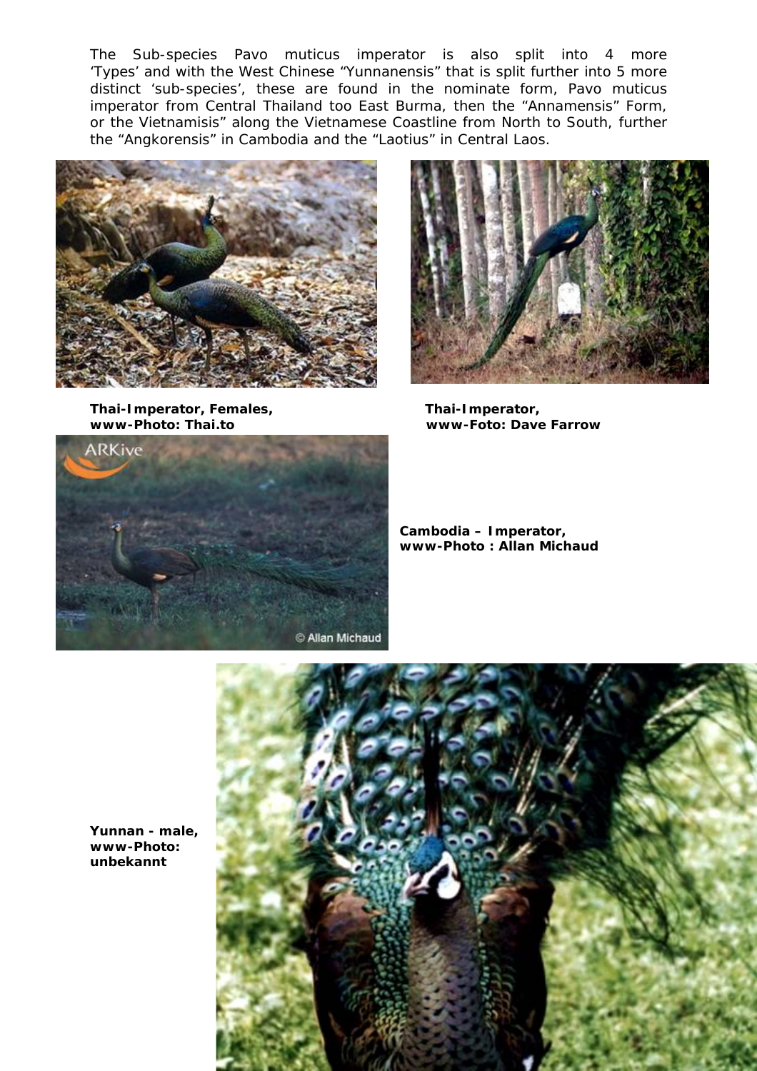The Sub-species Pavo muticus imperator is also split into 4 more 'Types' and with the West Chinese "Yunnanensis" that is split further into 5 more distinct 'sub-species', these are found in the nominate form, Pavo muticus imperator from Central Thailand too East Burma, then the "Annamensis" Form, or the Vietnamisis" along the Vietnamese Coastline from North to South, further the "Angkorensis" in Cambodia and the "Laotius" in Central Laos.

**Thai-Imperator, Females,**
**www-Photo: Thai.to**

**Thai-Imperator,**
**www-Foto: Dave Farrow**

**Cambodia – Imperator,**
**www-Photo : Allan Michaud**

**Yunnan - male,**
**www-Photo:**
**unbekannt**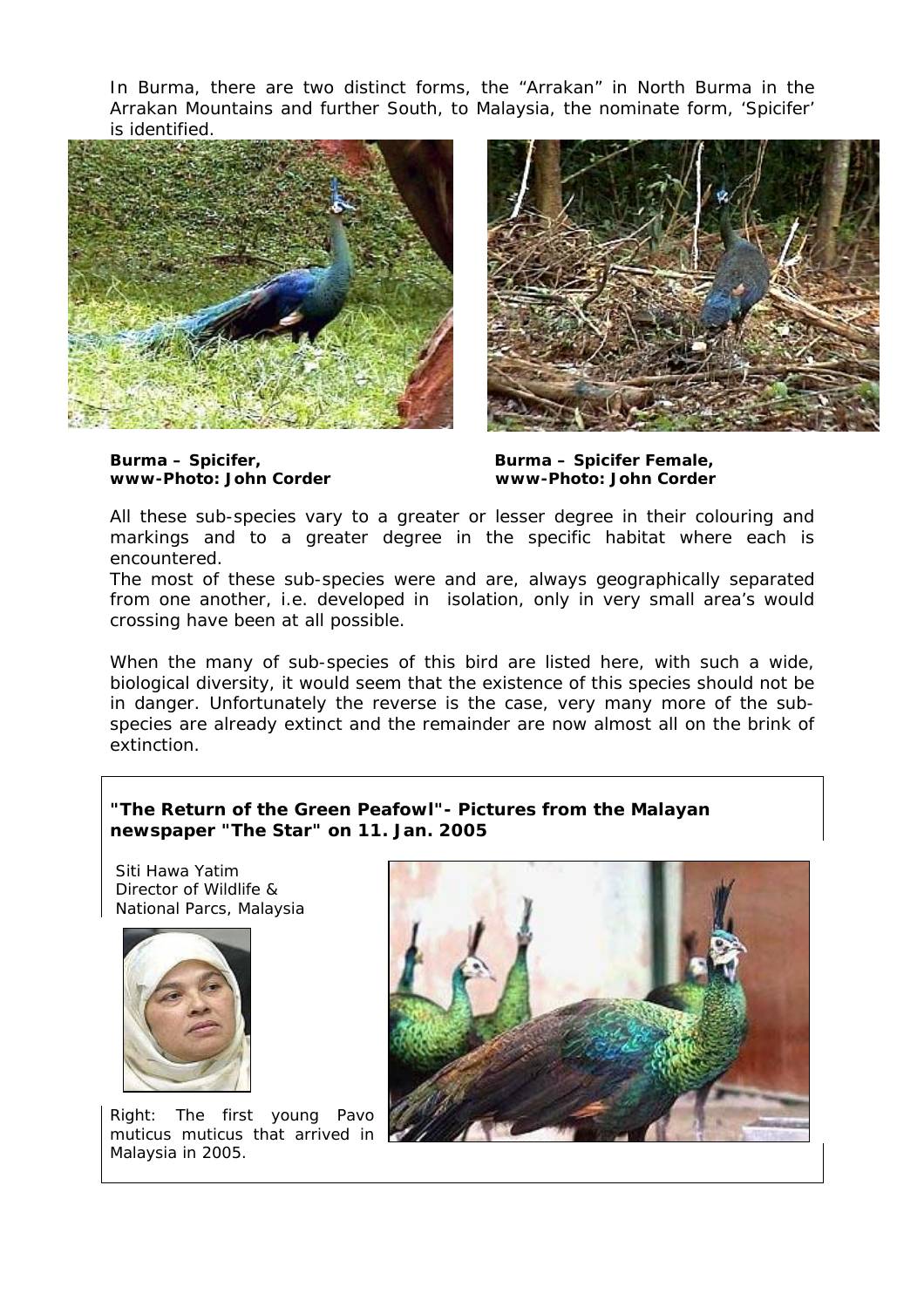In Burma, there are two distinct forms, the "Arrakan" in North Burma in the Arrakan Mountains and further South, to Malaysia, the nominate form, 'Spicifer' is identified.

**Burma – Spicifer, www-Photo: John Corder**

**Burma – Spicifer Female, www-Photo: John Corder**

All these sub-species vary to a greater or lesser degree in their colouring and markings and to a greater degree in the specific habitat where each is encountered.
The most of these sub-species were and are, always geographically separated from one another, i.e. developed in isolation, only in very small area's would crossing have been at all possible.

When the many of sub-species of this bird are listed here, with such a wide, biological diversity, it would seem that the existence of this species should not be in danger. Unfortunately the reverse is the case, very many more of the sub-species are already extinct and the remainder are now almost all on the brink of extinction.

**"The Return of the Green Peafowl"- Pictures from the Malayan newspaper "The Star" on 11. Jan. 2005**

Siti Hawa Yatim
Director of Wildlife & National Parcs, Malaysia

Right: The first young Pavo muticus muticus that arrived in Malaysia in 2005.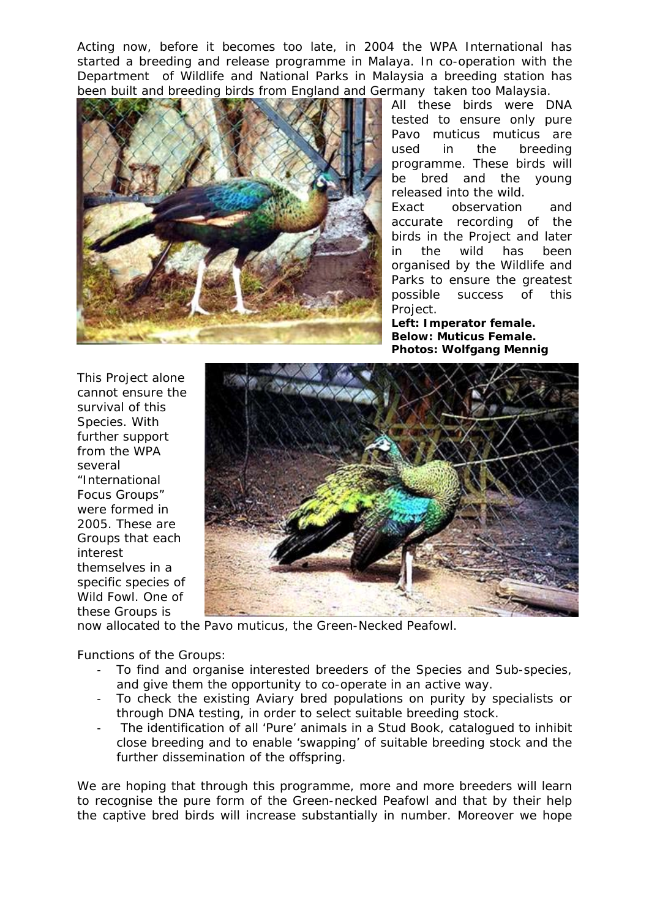Acting now, before it becomes too late, in 2004 the WPA International has started a breeding and release programme in Malaya. In co-operation with the Department of Wildlife and National Parks in Malaysia a breeding station has been built and breeding birds from England and Germany taken too Malaysia.

All these birds were DNA tested to ensure only pure Pavo muticus muticus are used in the breeding programme. These birds will be bred and the young released into the wild.

Exact observation and accurate recording of the birds in the Project and later in the wild has been organised by the Wildlife and Parks to ensure the greatest possible success of this Project.

**Left: Imperator female.**
**Below: Muticus Female.**
**Photos: Wolfgang Mennig**

This Project alone cannot ensure the survival of this Species. With further support from the WPA several "International Focus Groups" were formed in 2005. These are Groups that each interest themselves in a specific species of Wild Fowl. One of these Groups is now allocated to the Pavo muticus, the Green-Necked Peafowl.

Functions of the Groups:

- To find and organise interested breeders of the Species and Sub-species, and give them the opportunity to co-operate in an active way.
- To check the existing Aviary bred populations on purity by specialists or through DNA testing, in order to select suitable breeding stock.
- The identification of all 'Pure' animals in a Stud Book, catalogued to inhibit close breeding and to enable 'swapping' of suitable breeding stock and the further dissemination of the offspring.

We are hoping that through this programme, more and more breeders will learn to recognise the pure form of the Green-necked Peafowl and that by their help the captive bred birds will increase substantially in number. Moreover we hope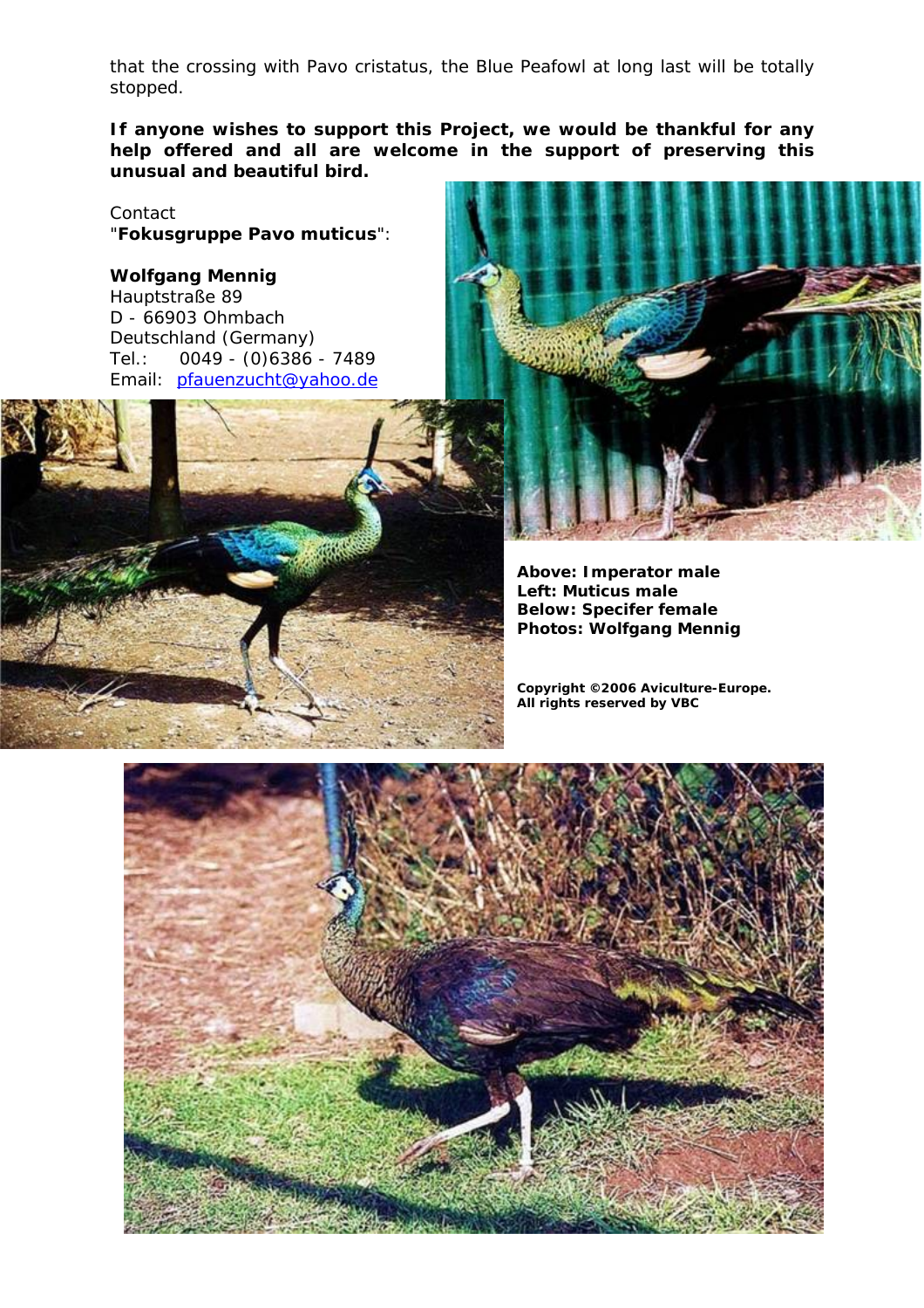that the crossing with Pavo cristatus, the Blue Peafowl at long last will be totally stopped.

**If anyone wishes to support this Project, we would be thankful for any help offered and all are welcome in the support of preserving this unusual and beautiful bird.**

Contact
"**Fokusgruppe Pavo muticus**":

**Wolfgang Mennig**
Hauptstraße 89
D - 66903 Ohmbach
Deutschland (Germany)
Tel.: 0049 - (0)6386 - 7489
Email: [pfauenzucht@yahoo.de](mailto:pfauenzucht@yahoo.de)

**Above: Imperator male**
**Left: Muticus male**
**Below: Specifer female**
**Photos: Wolfgang Mennig**

**Copyright ©2006 Aviculture-Europe.**
**All rights reserved by VBC**